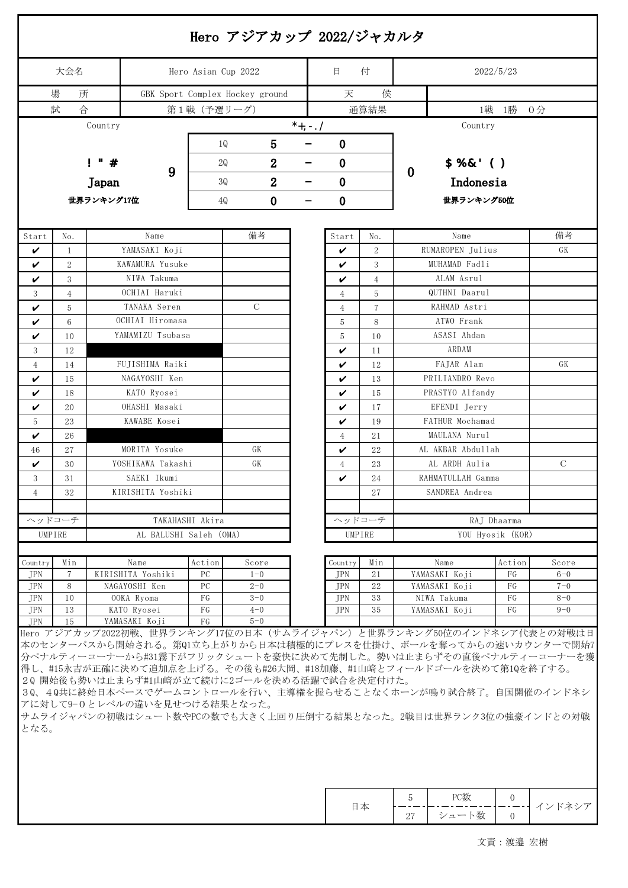# Hero アジアカップ 2022/ジャカルタ

| 大会名 | Hero Asian Cup 2022 | 日　付 | 2022/5/23 |
|---|---|---|---|
| 場　所 | GBK Sport Complex Hockey ground | 天　候 | |
| 試　合 | 第1戦（予選リーグ） | 通算結果 | 1戦　1勝　0分 |

| Country | | | | | | | Country |
|---|---|---|---|---|---|---|---|
| ! " # Japan 世界ランキング17位 | 9 | 1Q | 5 | − | 0 | 0 | $ %&' ( ) Indonesia 世界ランキング50位 |
| | | 2Q | 2 | − | 0 | | |
| | | 3Q | 2 | − | 0 | | |
| | | 4Q | 0 | − | 0 | | |

| Start | No. | Name | 備考 |
|---|---|---|---|
| ✔ | 1 | YAMASAKI Koji | |
| ✔ | 2 | KAWAMURA Yusuke | |
| ✔ | 3 | NIWA Takuma | |
| 3 | 4 | OCHIAI Haruki | |
| ✔ | 5 | TANAKA Seren | C |
| ✔ | 6 | OCHIAI Hiromasa | |
| ✔ | 10 | YAMAMIZU Tsubasa | |
| 3 | 12 | | |
| 4 | 14 | FUJISHIMA Raiki | |
| ✔ | 15 | NAGAYOSHI Ken | |
| ✔ | 18 | KATO Ryosei | |
| ✔ | 20 | OHASHI Masaki | |
| 5 | 23 | KAWABE Kosei | |
| ✔ | 26 | | |
| 46 | 27 | MORITA Yosuke | GK |
| ✔ | 30 | YOSHIKAWA Takashi | GK |
| 3 | 31 | SAEKI Ikumi | |
| 4 | 32 | KIRISHITA Yoshiki | |
| ヘッドコーチ | | TAKAHASHI Akira | |
| UMPIRE | | AL BALUSHI Saleh (OMA) | |

| Start | No. | Name | 備考 |
|---|---|---|---|
| ✔ | 2 | RUMAROPEN Julius | GK |
| ✔ | 3 | MUHAMAD Fadli | |
| ✔ | 4 | ALAM Asrul | |
| 4 | 5 | QUTHNI Daarul | |
| 4 | 7 | RAHMAD Astri | |
| 5 | 8 | ATWO Frank | |
| 5 | 10 | ASASI Ahdan | |
| ✔ | 11 | ARDAM | |
| ✔ | 12 | FAJAR Alam | GK |
| ✔ | 13 | PRILIANDRO Revo | |
| ✔ | 15 | PRASTYO Alfandy | |
| ✔ | 17 | EFENDI Jerry | |
| ✔ | 19 | FATHUR Mochamad | |
| 4 | 21 | MAULANA Nurul | |
| ✔ | 22 | AL AKBAR Abdullah | |
| 4 | 23 | AL ARDH Aulia | C |
| ✔ | 24 | RAHMATULLAH Gamma | |
| | 27 | SANDREA Andrea | |
| ヘッドコーチ | | RAJ Dhaarma | |
| UMPIRE | | YOU Hyosik (KOR) | |

| Country | Min | Name | Action | Score |
|---|---|---|---|---|
| JPN | 7 | KIRISHITA Yoshiki | PC | 1−0 |
| JPN | 8 | NAGAYOSHI Ken | PC | 2−0 |
| JPN | 10 | OOKA Ryoma | FG | 3−0 |
| JPN | 13 | KATO Ryosei | FG | 4−0 |
| JPN | 15 | YAMASAKI Koji | FG | 5−0 |
| JPN | 21 | YAMASAKI Koji | FG | 6−0 |
| JPN | 22 | YAMASAKI Koji | FG | 7−0 |
| JPN | 33 | NIWA Takuma | FG | 8−0 |
| JPN | 35 | YAMASAKI Koji | FG | 9−0 |

Hero アジアカップ2022初戦、世界ランキング17位の日本（サムライジャパン）と世界ランキング50位のインドネシア代表との対戦は日本のセンターパスから開始される。第Q1立ち上がりから日本は積極的にプレスを仕掛け、ボールを奪ってからの速いカウンターで開始7分ペナルティーコーナーから#31霧下がフリックシュートを豪快に決めて先制した。勢いは止まらずその直後ペナルティーコーナーを獲得し、#15永吉が正確に決めて追加点を上げる。その後も#26大岡、#18加藤、#1山崎とフィールドゴールを決めて第1Qを終了する。
2Q 開始後も勢いは止まらず#1山崎が立て続けに2ゴールを決める活躍で試合を決定付けた。
3Q、4Q共に終始日本ペースでゲームコントロールを行い、主導権を握らせることなくホーンが鳴り試合終了。自国開催のインドネシアに対して9−0とレベルの違いを見せつける結果となった。
サムライジャパンの初戦はシュート数やPCの数でも大きく上回り圧倒する結果となった。2戦目は世界ランク3位の強豪インドとの対戦となる。

| 日本 | | | インドネシア |
|---|---|---|---|
| | 5 | PC数 | 0 |
| | 27 | シュート数 | 0 |

文責：渡邉 宏樹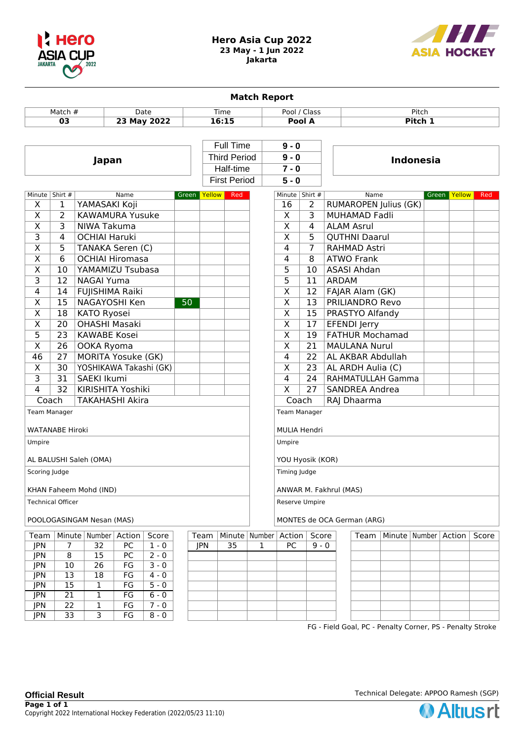# Hero Asia Cup 2022

**23 May - 1 Jun 2022**
**Jakarta**

## Match Report

| Match # | Date | Time | Pool / Class | Pitch |
|---|---|---|---|---|
| **03** | **23 May 2022** | **16:15** | **Pool A** | **Pitch 1** |

| Japan | | | Indonesia |
|---|---|---|---|
| | Full Time | **9 - 0** | |
| | Third Period | **9 - 0** | |
| | Half-time | **7 - 0** | |
| | First Period | **5 - 0** | |

### Japan

| Minute | Shirt # | Name | Green | Yellow | Red |
|---|---|---|---|---|---|
| X | 1 | YAMASAKI Koji | | | |
| X | 2 | KAWAMURA Yusuke | | | |
| X | 3 | NIWA Takuma | | | |
| 3 | 4 | OCHIAI Haruki | | | |
| X | 5 | TANAKA Seren (C) | | | |
| X | 6 | OCHIAI Hiromasa | | | |
| X | 10 | YAMAMIZU Tsubasa | | | |
| 3 | 12 | NAGAI Yuma | | | |
| 4 | 14 | FUJISHIMA Raiki | | | |
| X | 15 | NAGAYOSHI Ken | 50 | | |
| X | 18 | KATO Ryosei | | | |
| X | 20 | OHASHI Masaki | | | |
| 5 | 23 | KAWABE Kosei | | | |
| X | 26 | OOKA Ryoma | | | |
| 46 | 27 | MORITA Yosuke (GK) | | | |
| X | 30 | YOSHIKAWA Takashi (GK) | | | |
| 3 | 31 | SAEKI Ikumi | | | |
| 4 | 32 | KIRISHITA Yoshiki | | | |
| Coach | | TAKAHASHI Akira | | | |

Team Manager

WATANABE Hiroki

Umpire

AL BALUSHI Saleh (OMA)

Scoring Judge

KHAN Faheem Mohd (IND)

Technical Officer

POOLOGASINGAM Nesan (MAS)

### Indonesia

| Minute | Shirt # | Name | Green | Yellow | Red |
|---|---|---|---|---|---|
| 16 | 2 | RUMAROPEN Julius (GK) | | | |
| X | 3 | MUHAMAD Fadli | | | |
| X | 4 | ALAM Asrul | | | |
| X | 5 | QUTHNI Daarul | | | |
| 4 | 7 | RAHMAD Astri | | | |
| 4 | 8 | ATWO Frank | | | |
| 5 | 10 | ASASI Ahdan | | | |
| 5 | 11 | ARDAM | | | |
| X | 12 | FAJAR Alam (GK) | | | |
| X | 13 | PRILIANDRO Revo | | | |
| X | 15 | PRASTYO Alfandy | | | |
| X | 17 | EFENDI Jerry | | | |
| X | 19 | FATHUR Mochamad | | | |
| X | 21 | MAULANA Nurul | | | |
| 4 | 22 | AL AKBAR Abdullah | | | |
| X | 23 | AL ARDH Aulia (C) | | | |
| 4 | 24 | RAHMATULLAH Gamma | | | |
| X | 27 | SANDREA Andrea | | | |
| Coach | | RAJ Dhaarma | | | |

Team Manager

MULIA Hendri

Umpire

YOU Hyosik (KOR)

Timing Judge

ANWAR M. Fakhrul (MAS)

Reserve Umpire

MONTES de OCA German (ARG)

### Goals

| Team | Minute | Number | Action | Score |
|---|---|---|---|---|
| JPN | 7 | 32 | PC | 1 - 0 |
| JPN | 8 | 15 | PC | 2 - 0 |
| JPN | 10 | 26 | FG | 3 - 0 |
| JPN | 13 | 18 | FG | 4 - 0 |
| JPN | 15 | 1 | FG | 5 - 0 |
| JPN | 21 | 1 | FG | 6 - 0 |
| JPN | 22 | 1 | FG | 7 - 0 |
| JPN | 33 | 3 | FG | 8 - 0 |
| JPN | 35 | 1 | PC | 9 - 0 |

FG - Field Goal, PC - Penalty Corner, PS - Penalty Stroke

**Official Result**

Technical Delegate: APPOO Ramesh (SGP)

Copyright 2022 International Hockey Federation (2022/05/23 11:10)